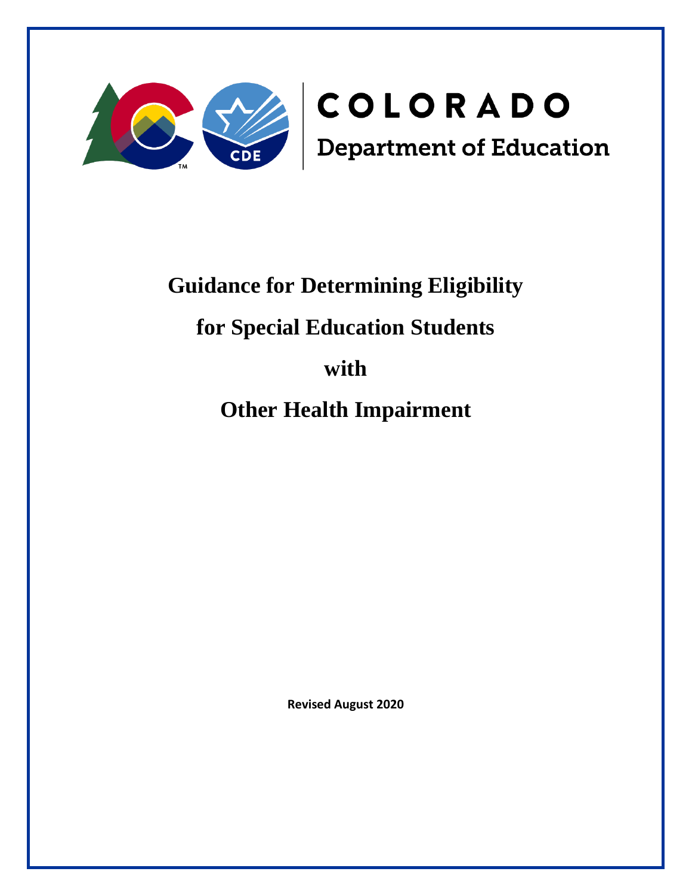COLORADO

Department of Education

# Guidance for Determining Eligibility

# for Special Education Students

# with

# Other Health Impairment

**Revised August 2020**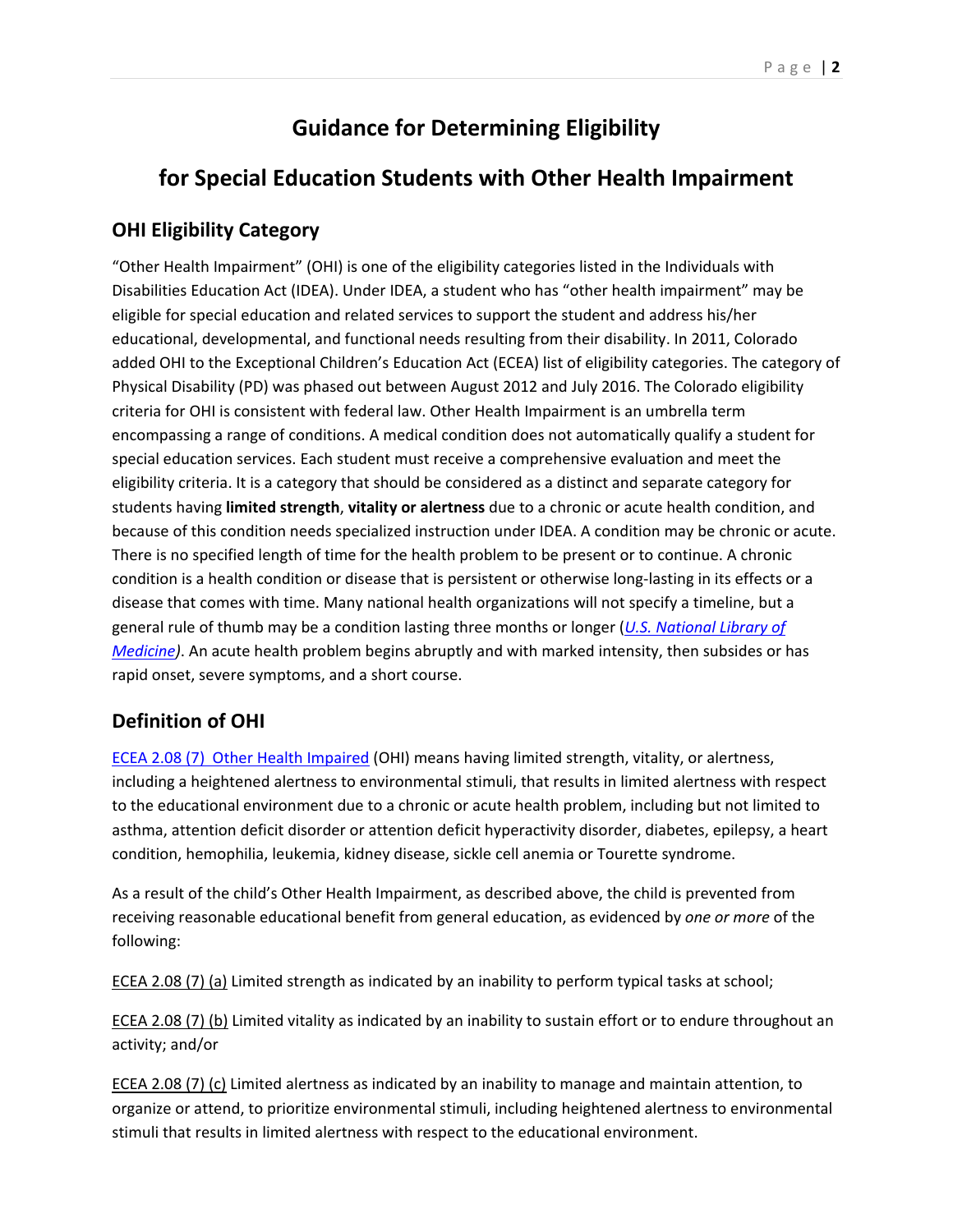# Guidance for Determining Eligibility

# for Special Education Students with Other Health Impairment

## OHI Eligibility Category

"Other Health Impairment" (OHI) is one of the eligibility categories listed in the Individuals with Disabilities Education Act (IDEA). Under IDEA, a student who has "other health impairment" may be eligible for special education and related services to support the student and address his/her educational, developmental, and functional needs resulting from their disability. In 2011, Colorado added OHI to the Exceptional Children's Education Act (ECEA) list of eligibility categories. The category of Physical Disability (PD) was phased out between August 2012 and July 2016. The Colorado eligibility criteria for OHI is consistent with federal law. Other Health Impairment is an umbrella term encompassing a range of conditions. A medical condition does not automatically qualify a student for special education services. Each student must receive a comprehensive evaluation and meet the eligibility criteria. It is a category that should be considered as a distinct and separate category for students having **limited strength**, **vitality or alertness** due to a chronic or acute health condition, and because of this condition needs specialized instruction under IDEA. A condition may be chronic or acute. There is no specified length of time for the health problem to be present or to continue. A chronic condition is a health condition or disease that is persistent or otherwise long-lasting in its effects or a disease that comes with time. Many national health organizations will not specify a timeline, but a general rule of thumb may be a condition lasting three months or longer (*U.S. National Library of Medicine*). An acute health problem begins abruptly and with marked intensity, then subsides or has rapid onset, severe symptoms, and a short course.

## Definition of OHI

ECEA 2.08 (7) Other Health Impaired (OHI) means having limited strength, vitality, or alertness, including a heightened alertness to environmental stimuli, that results in limited alertness with respect to the educational environment due to a chronic or acute health problem, including but not limited to asthma, attention deficit disorder or attention deficit hyperactivity disorder, diabetes, epilepsy, a heart condition, hemophilia, leukemia, kidney disease, sickle cell anemia or Tourette syndrome.

As a result of the child's Other Health Impairment, as described above, the child is prevented from receiving reasonable educational benefit from general education, as evidenced by *one or more* of the following:

ECEA 2.08 (7) (a) Limited strength as indicated by an inability to perform typical tasks at school;

ECEA 2.08 (7) (b) Limited vitality as indicated by an inability to sustain effort or to endure throughout an activity; and/or

ECEA 2.08 (7) (c) Limited alertness as indicated by an inability to manage and maintain attention, to organize or attend, to prioritize environmental stimuli, including heightened alertness to environmental stimuli that results in limited alertness with respect to the educational environment.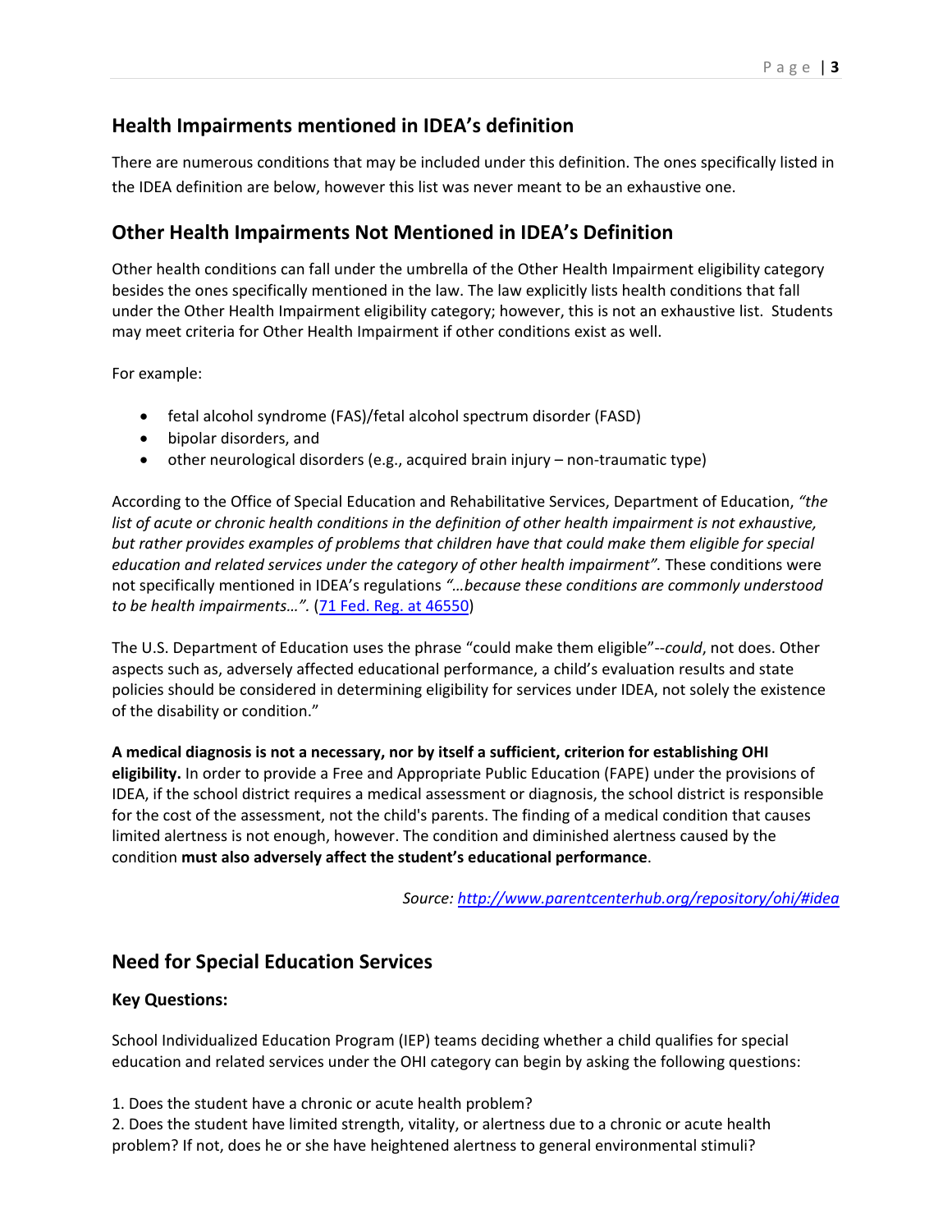## Health Impairments mentioned in IDEA's definition

There are numerous conditions that may be included under this definition. The ones specifically listed in the IDEA definition are below, however this list was never meant to be an exhaustive one.

## Other Health Impairments Not Mentioned in IDEA's Definition

Other health conditions can fall under the umbrella of the Other Health Impairment eligibility category besides the ones specifically mentioned in the law. The law explicitly lists health conditions that fall under the Other Health Impairment eligibility category; however, this is not an exhaustive list. Students may meet criteria for Other Health Impairment if other conditions exist as well.

For example:

- fetal alcohol syndrome (FAS)/fetal alcohol spectrum disorder (FASD)
- bipolar disorders, and
- other neurological disorders (e.g., acquired brain injury – non-traumatic type)

According to the Office of Special Education and Rehabilitative Services, Department of Education, *"the list of acute or chronic health conditions in the definition of other health impairment is not exhaustive, but rather provides examples of problems that children have that could make them eligible for special education and related services under the category of other health impairment".* These conditions were not specifically mentioned in IDEA's regulations *"…because these conditions are commonly understood to be health impairments…".* (71 Fed. Reg. at 46550)

The U.S. Department of Education uses the phrase "could make them eligible"--*could*, not does. Other aspects such as, adversely affected educational performance, a child's evaluation results and state policies should be considered in determining eligibility for services under IDEA, not solely the existence of the disability or condition."

**A medical diagnosis is not a necessary, nor by itself a sufficient, criterion for establishing OHI eligibility.** In order to provide a Free and Appropriate Public Education (FAPE) under the provisions of IDEA, if the school district requires a medical assessment or diagnosis, the school district is responsible for the cost of the assessment, not the child's parents. The finding of a medical condition that causes limited alertness is not enough, however. The condition and diminished alertness caused by the condition **must also adversely affect the student's educational performance**.

*Source: http://www.parentcenterhub.org/repository/ohi/#idea*

## Need for Special Education Services

### Key Questions:

School Individualized Education Program (IEP) teams deciding whether a child qualifies for special education and related services under the OHI category can begin by asking the following questions:

1. Does the student have a chronic or acute health problem?
2. Does the student have limited strength, vitality, or alertness due to a chronic or acute health problem? If not, does he or she have heightened alertness to general environmental stimuli?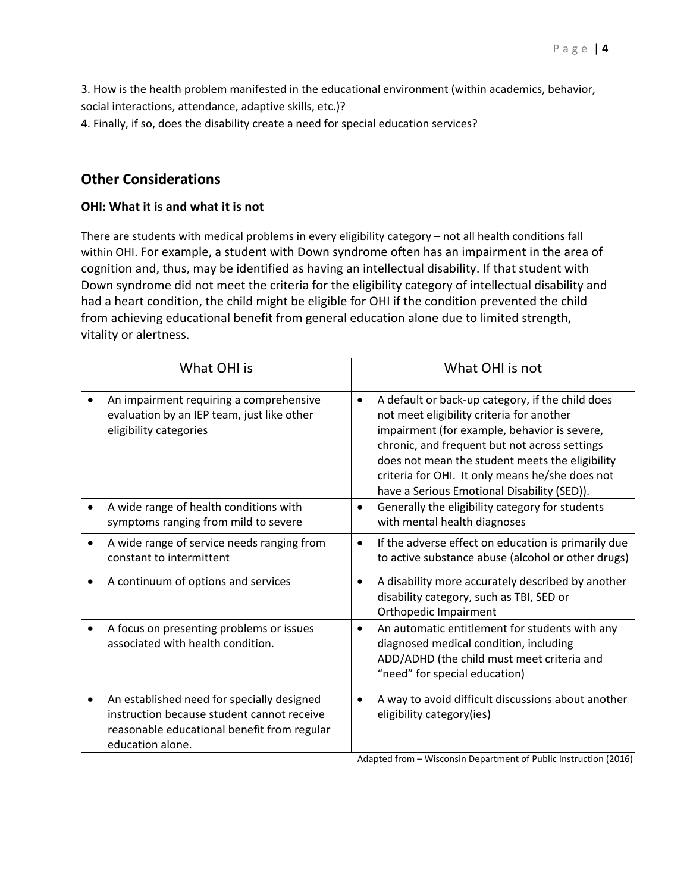3. How is the health problem manifested in the educational environment (within academics, behavior, social interactions, attendance, adaptive skills, etc.)?

4. Finally, if so, does the disability create a need for special education services?

## Other Considerations

### OHI: What it is and what it is not

There are students with medical problems in every eligibility category – not all health conditions fall within OHI. For example, a student with Down syndrome often has an impairment in the area of cognition and, thus, may be identified as having an intellectual disability. If that student with Down syndrome did not meet the criteria for the eligibility category of intellectual disability and had a heart condition, the child might be eligible for OHI if the condition prevented the child from achieving educational benefit from general education alone due to limited strength, vitality or alertness.

| What OHI is | What OHI is not |
|---|---|
| • An impairment requiring a comprehensive evaluation by an IEP team, just like other eligibility categories | • A default or back-up category, if the child does not meet eligibility criteria for another impairment (for example, behavior is severe, chronic, and frequent but not across settings does not mean the student meets the eligibility criteria for OHI. It only means he/she does not have a Serious Emotional Disability (SED)). |
| • A wide range of health conditions with symptoms ranging from mild to severe | • Generally the eligibility category for students with mental health diagnoses |
| • A wide range of service needs ranging from constant to intermittent | • If the adverse effect on education is primarily due to active substance abuse (alcohol or other drugs) |
| • A continuum of options and services | • A disability more accurately described by another disability category, such as TBI, SED or Orthopedic Impairment |
| • A focus on presenting problems or issues associated with health condition. | • An automatic entitlement for students with any diagnosed medical condition, including ADD/ADHD (the child must meet criteria and "need" for special education) |
| • An established need for specially designed instruction because student cannot receive reasonable educational benefit from regular education alone. | • A way to avoid difficult discussions about another eligibility category(ies) |

Adapted from – Wisconsin Department of Public Instruction (2016)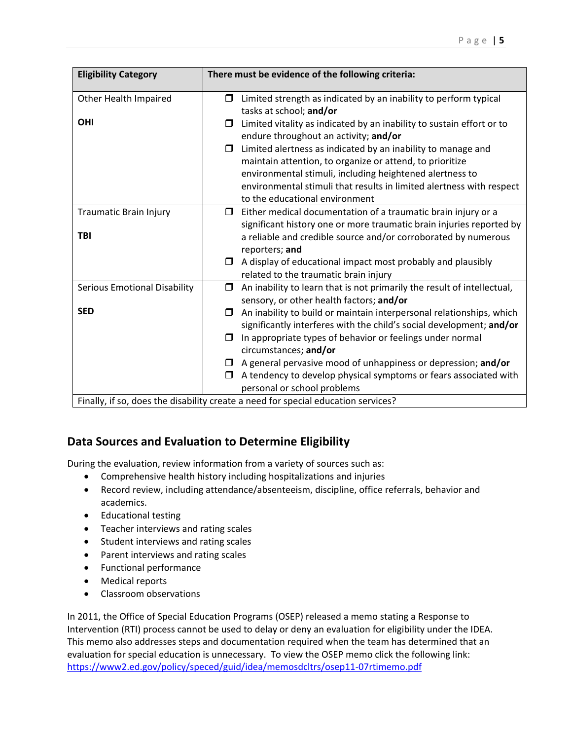| Eligibility Category | There must be evidence of the following criteria: |
|---|---|
| Other Health Impaired<br><br>**OHI** | ❒ Limited strength as indicated by an inability to perform typical tasks at school; **and/or**<br>❒ Limited vitality as indicated by an inability to sustain effort or to endure throughout an activity; **and/or**<br>❒ Limited alertness as indicated by an inability to manage and maintain attention, to organize or attend, to prioritize environmental stimuli, including heightened alertness to environmental stimuli that results in limited alertness with respect to the educational environment |
| Traumatic Brain Injury<br><br>**TBI** | ❒ Either medical documentation of a traumatic brain injury or a significant history one or more traumatic brain injuries reported by a reliable and credible source and/or corroborated by numerous reporters; **and**<br>❒ A display of educational impact most probably and plausibly related to the traumatic brain injury |
| Serious Emotional Disability<br><br>**SED** | ❒ An inability to learn that is not primarily the result of intellectual, sensory, or other health factors; **and/or**<br>❒ An inability to build or maintain interpersonal relationships, which significantly interferes with the child's social development; **and/or**<br>❒ In appropriate types of behavior or feelings under normal circumstances; **and/or**<br>❒ A general pervasive mood of unhappiness or depression; **and/or**<br>❒ A tendency to develop physical symptoms or fears associated with personal or school problems |
| Finally, if so, does the disability create a need for special education services? | |

## Data Sources and Evaluation to Determine Eligibility

During the evaluation, review information from a variety of sources such as:

- Comprehensive health history including hospitalizations and injuries
- Record review, including attendance/absenteeism, discipline, office referrals, behavior and academics.
- Educational testing
- Teacher interviews and rating scales
- Student interviews and rating scales
- Parent interviews and rating scales
- Functional performance
- Medical reports
- Classroom observations

In 2011, the Office of Special Education Programs (OSEP) released a memo stating a Response to Intervention (RTI) process cannot be used to delay or deny an evaluation for eligibility under the IDEA. This memo also addresses steps and documentation required when the team has determined that an evaluation for special education is unnecessary. To view the OSEP memo click the following link: https://www2.ed.gov/policy/speced/guid/idea/memosdcltrs/osep11-07rtimemo.pdf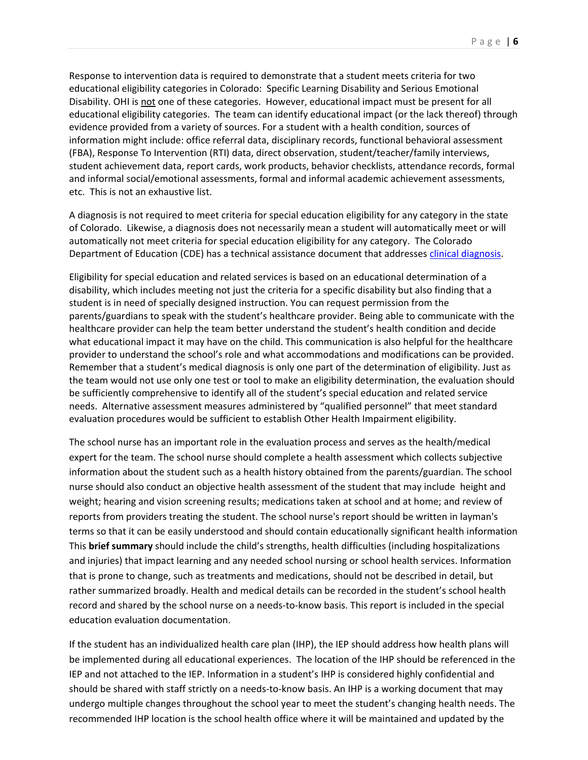Response to intervention data is required to demonstrate that a student meets criteria for two educational eligibility categories in Colorado: Specific Learning Disability and Serious Emotional Disability. OHI is not one of these categories. However, educational impact must be present for all educational eligibility categories. The team can identify educational impact (or the lack thereof) through evidence provided from a variety of sources. For a student with a health condition, sources of information might include: office referral data, disciplinary records, functional behavioral assessment (FBA), Response To Intervention (RTI) data, direct observation, student/teacher/family interviews, student achievement data, report cards, work products, behavior checklists, attendance records, formal and informal social/emotional assessments, formal and informal academic achievement assessments, etc. This is not an exhaustive list.

A diagnosis is not required to meet criteria for special education eligibility for any category in the state of Colorado. Likewise, a diagnosis does not necessarily mean a student will automatically meet or will automatically not meet criteria for special education eligibility for any category. The Colorado Department of Education (CDE) has a technical assistance document that addresses clinical diagnosis.

Eligibility for special education and related services is based on an educational determination of a disability, which includes meeting not just the criteria for a specific disability but also finding that a student is in need of specially designed instruction. You can request permission from the parents/guardians to speak with the student's healthcare provider. Being able to communicate with the healthcare provider can help the team better understand the student's health condition and decide what educational impact it may have on the child. This communication is also helpful for the healthcare provider to understand the school's role and what accommodations and modifications can be provided. Remember that a student's medical diagnosis is only one part of the determination of eligibility. Just as the team would not use only one test or tool to make an eligibility determination, the evaluation should be sufficiently comprehensive to identify all of the student's special education and related service needs. Alternative assessment measures administered by "qualified personnel" that meet standard evaluation procedures would be sufficient to establish Other Health Impairment eligibility.

The school nurse has an important role in the evaluation process and serves as the health/medical expert for the team. The school nurse should complete a health assessment which collects subjective information about the student such as a health history obtained from the parents/guardian. The school nurse should also conduct an objective health assessment of the student that may include height and weight; hearing and vision screening results; medications taken at school and at home; and review of reports from providers treating the student. The school nurse's report should be written in layman's terms so that it can be easily understood and should contain educationally significant health information This **brief summary** should include the child's strengths, health difficulties (including hospitalizations and injuries) that impact learning and any needed school nursing or school health services. Information that is prone to change, such as treatments and medications, should not be described in detail, but rather summarized broadly. Health and medical details can be recorded in the student's school health record and shared by the school nurse on a needs-to-know basis. This report is included in the special education evaluation documentation.

If the student has an individualized health care plan (IHP), the IEP should address how health plans will be implemented during all educational experiences. The location of the IHP should be referenced in the IEP and not attached to the IEP. Information in a student's IHP is considered highly confidential and should be shared with staff strictly on a needs-to-know basis. An IHP is a working document that may undergo multiple changes throughout the school year to meet the student's changing health needs. The recommended IHP location is the school health office where it will be maintained and updated by the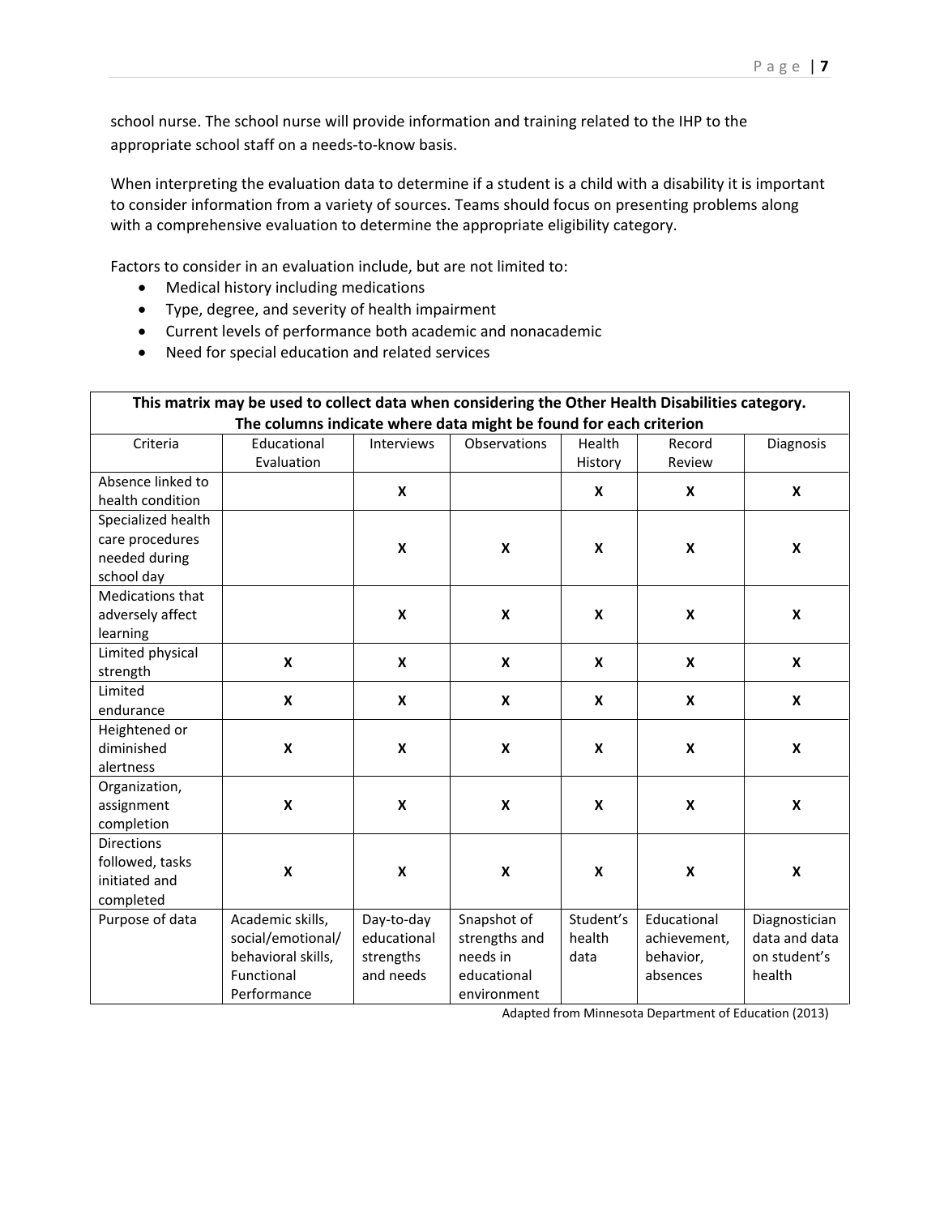school nurse. The school nurse will provide information and training related to the IHP to the appropriate school staff on a needs-to-know basis.

When interpreting the evaluation data to determine if a student is a child with a disability it is important to consider information from a variety of sources. Teams should focus on presenting problems along with a comprehensive evaluation to determine the appropriate eligibility category.

Factors to consider in an evaluation include, but are not limited to:

- Medical history including medications
- Type, degree, and severity of health impairment
- Current levels of performance both academic and nonacademic
- Need for special education and related services

**This matrix may be used to collect data when considering the Other Health Disabilities category. The columns indicate where data might be found for each criterion**

| Criteria | Educational Evaluation | Interviews | Observations | Health History | Record Review | Diagnosis |
|---|---|---|---|---|---|---|
| Absence linked to health condition | | **X** | | **X** | **X** | **X** |
| Specialized health care procedures needed during school day | | **X** | **X** | **X** | **X** | **X** |
| Medications that adversely affect learning | | **X** | **X** | **X** | **X** | **X** |
| Limited physical strength | **X** | **X** | **X** | **X** | **X** | **X** |
| Limited endurance | **X** | **X** | **X** | **X** | **X** | **X** |
| Heightened or diminished alertness | **X** | **X** | **X** | **X** | **X** | **X** |
| Organization, assignment completion | **X** | **X** | **X** | **X** | **X** | **X** |
| Directions followed, tasks initiated and completed | **X** | **X** | **X** | **X** | **X** | **X** |
| Purpose of data | Academic skills, social/emotional/ behavioral skills, Functional Performance | Day-to-day educational strengths and needs | Snapshot of strengths and needs in educational environment | Student's health data | Educational achievement, behavior, absences | Diagnostician data and data on student's health |

Adapted from Minnesota Department of Education (2013)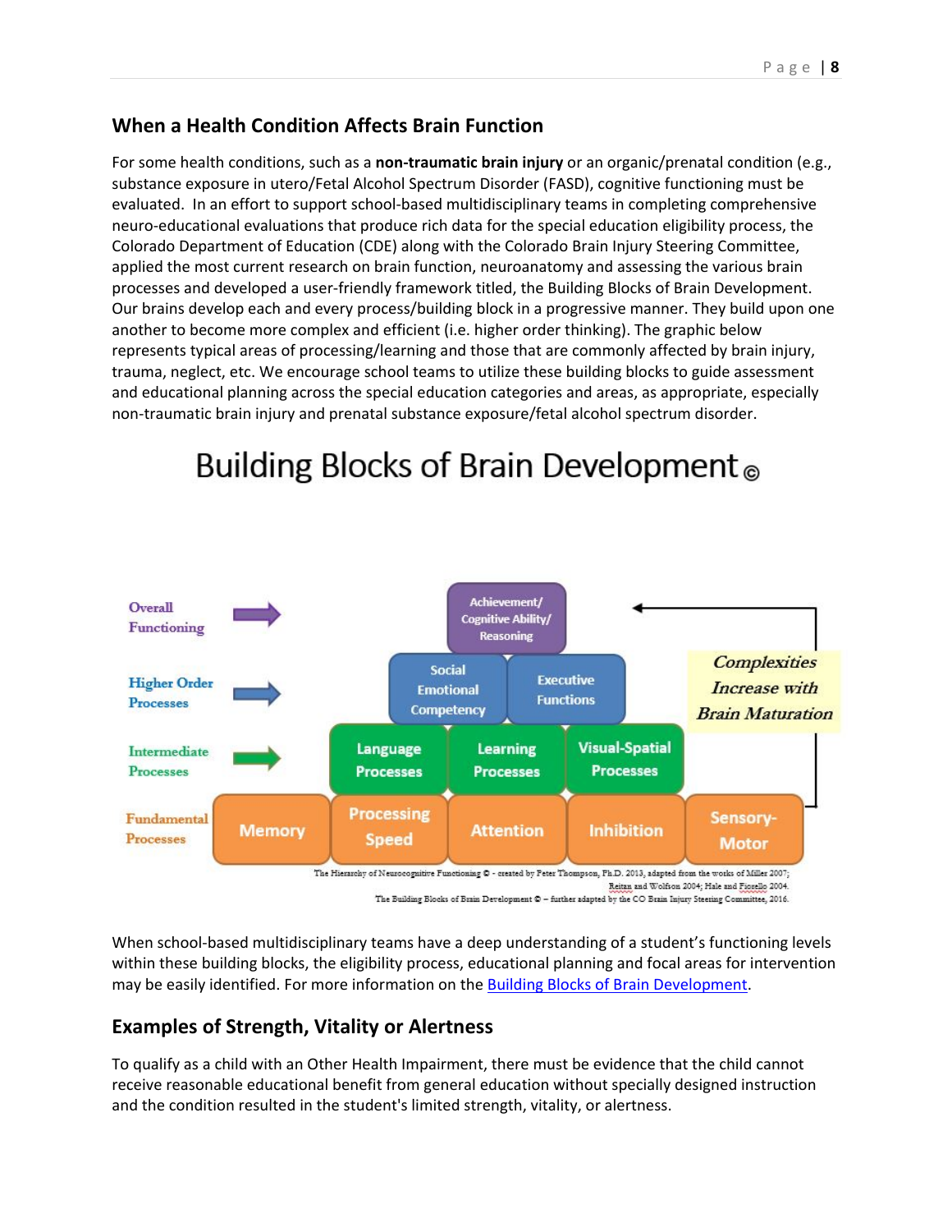## When a Health Condition Affects Brain Function

For some health conditions, such as a **non-traumatic brain injury** or an organic/prenatal condition (e.g., substance exposure in utero/Fetal Alcohol Spectrum Disorder (FASD), cognitive functioning must be evaluated. In an effort to support school-based multidisciplinary teams in completing comprehensive neuro-educational evaluations that produce rich data for the special education eligibility process, the Colorado Department of Education (CDE) along with the Colorado Brain Injury Steering Committee, applied the most current research on brain function, neuroanatomy and assessing the various brain processes and developed a user-friendly framework titled, the Building Blocks of Brain Development. Our brains develop each and every process/building block in a progressive manner. They build upon one another to become more complex and efficient (i.e. higher order thinking). The graphic below represents typical areas of processing/learning and those that are commonly affected by brain injury, trauma, neglect, etc. We encourage school teams to utilize these building blocks to guide assessment and educational planning across the special education categories and areas, as appropriate, especially non-traumatic brain injury and prenatal substance exposure/fetal alcohol spectrum disorder.

# Building Blocks of Brain Development ©

| Level | Building Blocks |
| --- | --- |
| Overall Functioning | Achievement/ Cognitive Ability/ Reasoning |
| Higher Order Processes | Social Emotional Competency; Executive Functions |
| Intermediate Processes | Language Processes; Learning Processes; Visual-Spatial Processes |
| Fundamental Processes | Memory; Processing Speed; Attention; Inhibition; Sensory-Motor |

*Complexities Increase with Brain Maturation*

The Hierarchy of Neurocognitive Functioning © - created by Peter Thompson, Ph.D. 2013, adapted from the works of Miller 2007; Reitan and Wolfson 2004; Hale and Fiorello 2004.
The Building Blocks of Brain Development © – further adapted by the CO Brain Injury Steering Committee, 2016.

When school-based multidisciplinary teams have a deep understanding of a student's functioning levels within these building blocks, the eligibility process, educational planning and focal areas for intervention may be easily identified. For more information on the Building Blocks of Brain Development.

## Examples of Strength, Vitality or Alertness

To qualify as a child with an Other Health Impairment, there must be evidence that the child cannot receive reasonable educational benefit from general education without specially designed instruction and the condition resulted in the student's limited strength, vitality, or alertness.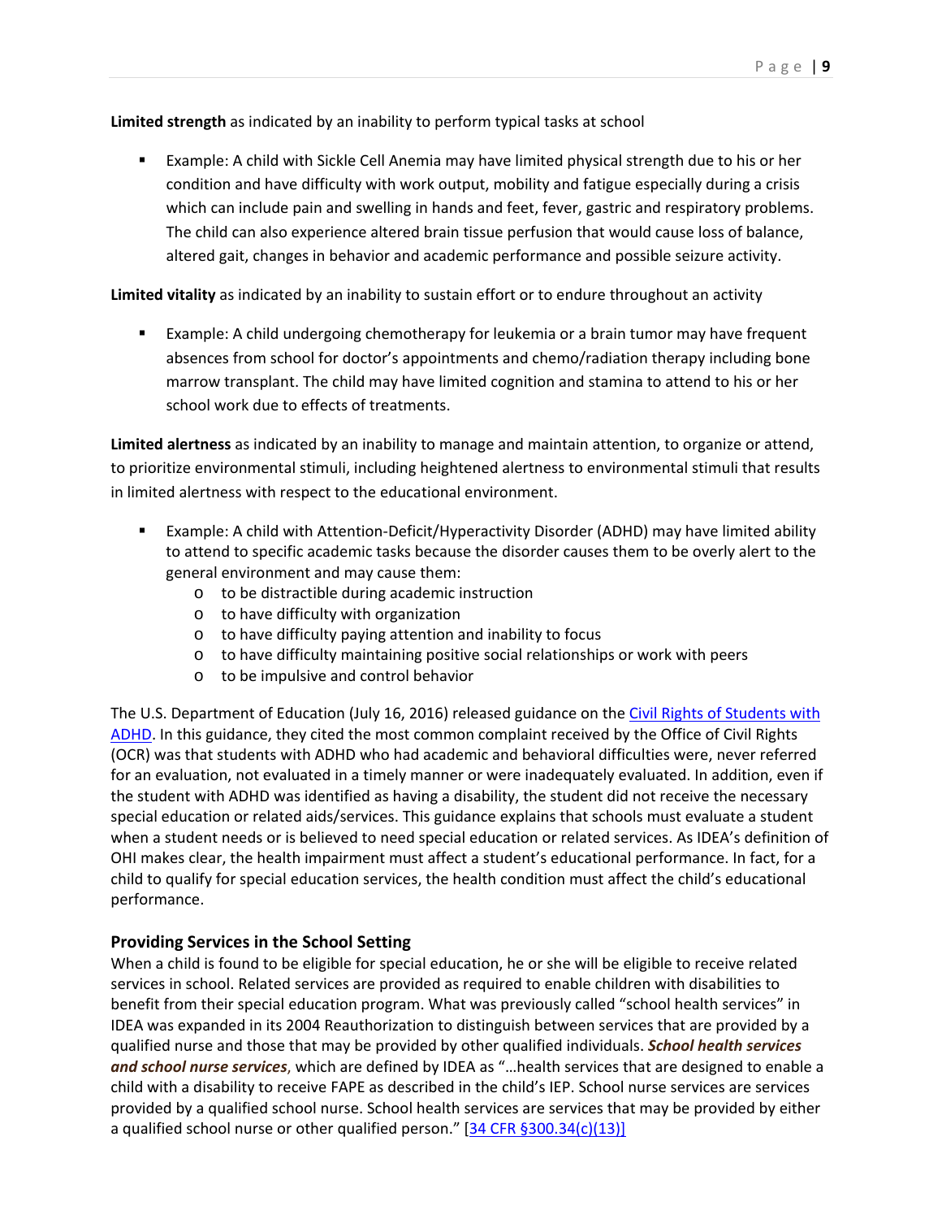**Limited strength** as indicated by an inability to perform typical tasks at school

- Example: A child with Sickle Cell Anemia may have limited physical strength due to his or her condition and have difficulty with work output, mobility and fatigue especially during a crisis which can include pain and swelling in hands and feet, fever, gastric and respiratory problems. The child can also experience altered brain tissue perfusion that would cause loss of balance, altered gait, changes in behavior and academic performance and possible seizure activity.

**Limited vitality** as indicated by an inability to sustain effort or to endure throughout an activity

- Example: A child undergoing chemotherapy for leukemia or a brain tumor may have frequent absences from school for doctor's appointments and chemo/radiation therapy including bone marrow transplant. The child may have limited cognition and stamina to attend to his or her school work due to effects of treatments.

**Limited alertness** as indicated by an inability to manage and maintain attention, to organize or attend, to prioritize environmental stimuli, including heightened alertness to environmental stimuli that results in limited alertness with respect to the educational environment.

- Example: A child with Attention-Deficit/Hyperactivity Disorder (ADHD) may have limited ability to attend to specific academic tasks because the disorder causes them to be overly alert to the general environment and may cause them:
  - to be distractible during academic instruction
  - to have difficulty with organization
  - to have difficulty paying attention and inability to focus
  - to have difficulty maintaining positive social relationships or work with peers
  - to be impulsive and control behavior

The U.S. Department of Education (July 16, 2016) released guidance on the [Civil Rights of Students with ADHD](). In this guidance, they cited the most common complaint received by the Office of Civil Rights (OCR) was that students with ADHD who had academic and behavioral difficulties were, never referred for an evaluation, not evaluated in a timely manner or were inadequately evaluated. In addition, even if the student with ADHD was identified as having a disability, the student did not receive the necessary special education or related aids/services. This guidance explains that schools must evaluate a student when a student needs or is believed to need special education or related services. As IDEA's definition of OHI makes clear, the health impairment must affect a student's educational performance. In fact, for a child to qualify for special education services, the health condition must affect the child's educational performance.

### Providing Services in the School Setting

When a child is found to be eligible for special education, he or she will be eligible to receive related services in school. Related services are provided as required to enable children with disabilities to benefit from their special education program. What was previously called "school health services" in IDEA was expanded in its 2004 Reauthorization to distinguish between services that are provided by a qualified nurse and those that may be provided by other qualified individuals. ***School health services and school nurse services***, which are defined by IDEA as "…health services that are designed to enable a child with a disability to receive FAPE as described in the child's IEP. School nurse services are services provided by a qualified school nurse. School health services are services that may be provided by either a qualified school nurse or other qualified person." [[34 CFR §300.34(c)(13)]]()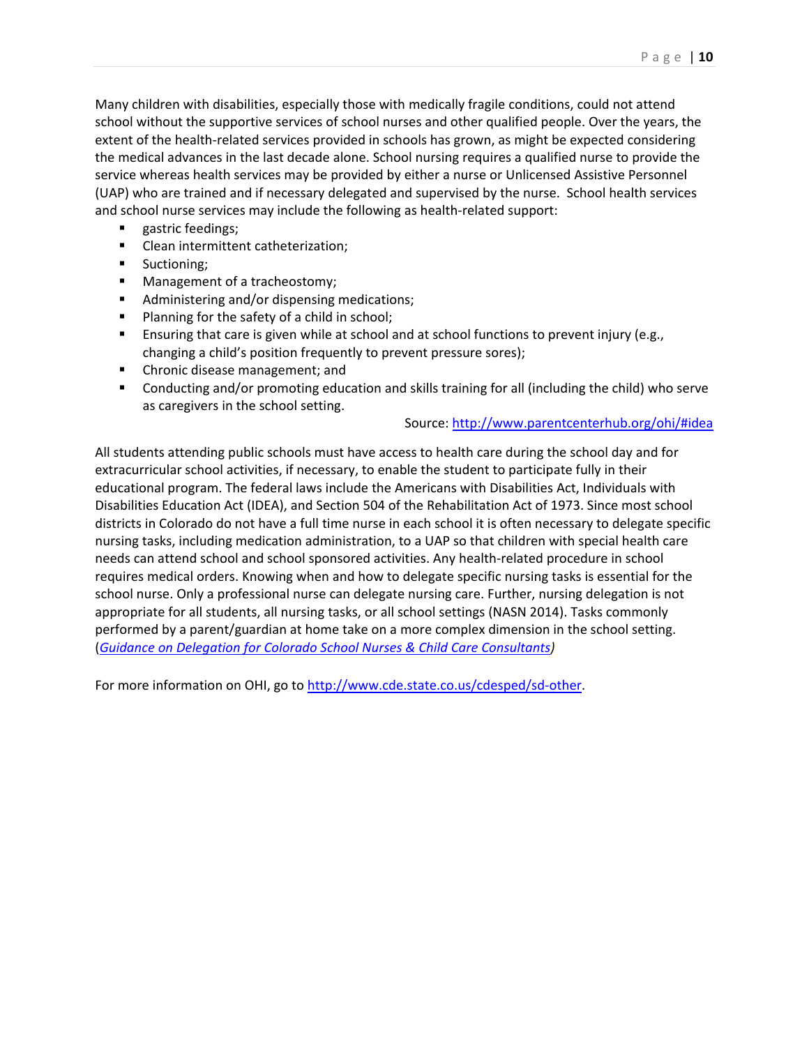Many children with disabilities, especially those with medically fragile conditions, could not attend school without the supportive services of school nurses and other qualified people. Over the years, the extent of the health-related services provided in schools has grown, as might be expected considering the medical advances in the last decade alone. School nursing requires a qualified nurse to provide the service whereas health services may be provided by either a nurse or Unlicensed Assistive Personnel (UAP) who are trained and if necessary delegated and supervised by the nurse. School health services and school nurse services may include the following as health-related support:

- gastric feedings;
- Clean intermittent catheterization;
- Suctioning;
- Management of a tracheostomy;
- Administering and/or dispensing medications;
- Planning for the safety of a child in school;
- Ensuring that care is given while at school and at school functions to prevent injury (e.g., changing a child's position frequently to prevent pressure sores);
- Chronic disease management; and
- Conducting and/or promoting education and skills training for all (including the child) who serve as caregivers in the school setting.

Source: [http://www.parentcenterhub.org/ohi/#idea](http://www.parentcenterhub.org/ohi/#idea)

All students attending public schools must have access to health care during the school day and for extracurricular school activities, if necessary, to enable the student to participate fully in their educational program. The federal laws include the Americans with Disabilities Act, Individuals with Disabilities Education Act (IDEA), and Section 504 of the Rehabilitation Act of 1973. Since most school districts in Colorado do not have a full time nurse in each school it is often necessary to delegate specific nursing tasks, including medication administration, to a UAP so that children with special health care needs can attend school and school sponsored activities. Any health-related procedure in school requires medical orders. Knowing when and how to delegate specific nursing tasks is essential for the school nurse. Only a professional nurse can delegate nursing care. Further, nursing delegation is not appropriate for all students, all nursing tasks, or all school settings (NASN 2014). Tasks commonly performed by a parent/guardian at home take on a more complex dimension in the school setting. (*Guidance on Delegation for Colorado School Nurses & Child Care Consultants*)

For more information on OHI, go to [http://www.cde.state.co.us/cdesped/sd-other](http://www.cde.state.co.us/cdesped/sd-other).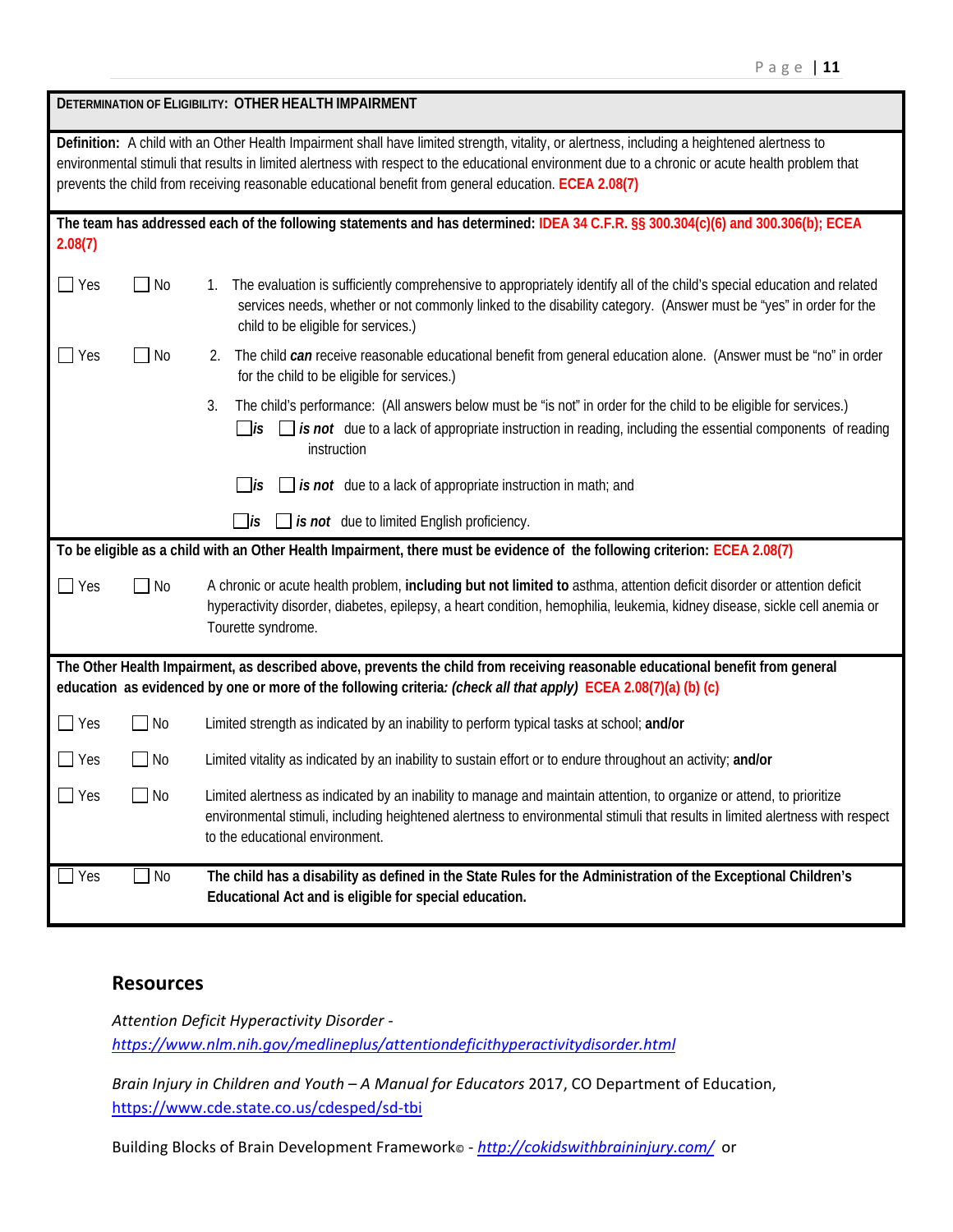**Determination of Eligibility: OTHER HEALTH IMPAIRMENT**

**Definition:** A child with an Other Health Impairment shall have limited strength, vitality, or alertness, including a heightened alertness to environmental stimuli that results in limited alertness with respect to the educational environment due to a chronic or acute health problem that prevents the child from receiving reasonable educational benefit from general education. ECEA 2.08(7)

**The team has addressed each of the following statements and has determined: IDEA 34 C.F.R. §§ 300.304(c)(6) and 300.306(b); ECEA 2.08(7)**

☐ Yes ☐ No 1. The evaluation is sufficiently comprehensive to appropriately identify all of the child's special education and related services needs, whether or not commonly linked to the disability category. (Answer must be "yes" in order for the child to be eligible for services.)

☐ Yes ☐ No 2. The child ***can*** receive reasonable educational benefit from general education alone. (Answer must be "no" in order for the child to be eligible for services.)

3. The child's performance: (All answers below must be "is not" in order for the child to be eligible for services.)

☐ ***is*** ☐ ***is not*** due to a lack of appropriate instruction in reading, including the essential components of reading instruction

☐ ***is*** ☐ ***is not*** due to a lack of appropriate instruction in math; and

☐ ***is*** ☐ ***is not*** due to limited English proficiency.

**To be eligible as a child with an Other Health Impairment, there must be evidence of the following criterion: ECEA 2.08(7)**

☐ Yes ☐ No A chronic or acute health problem, **including but not limited to** asthma, attention deficit disorder or attention deficit hyperactivity disorder, diabetes, epilepsy, a heart condition, hemophilia, leukemia, kidney disease, sickle cell anemia or Tourette syndrome.

**The Other Health Impairment, as described above, prevents the child from receiving reasonable educational benefit from general education as evidenced by one or more of the following criteria*: (check all that apply)* ECEA 2.08(7)(a) (b) (c)**

☐ Yes ☐ No Limited strength as indicated by an inability to perform typical tasks at school; **and/or**

☐ Yes ☐ No Limited vitality as indicated by an inability to sustain effort or to endure throughout an activity; **and/or**

☐ Yes ☐ No Limited alertness as indicated by an inability to manage and maintain attention, to organize or attend, to prioritize environmental stimuli, including heightened alertness to environmental stimuli that results in limited alertness with respect to the educational environment.

☐ Yes ☐ No **The child has a disability as defined in the State Rules for the Administration of the Exceptional Children's Educational Act and is eligible for special education.**

## Resources

*Attention Deficit Hyperactivity Disorder - https://www.nlm.nih.gov/medlineplus/attentiondeficithyperactivitydisorder.html*

*Brain Injury in Children and Youth – A Manual for Educators* 2017, CO Department of Education, https://www.cde.state.co.us/cdesped/sd-tbi

Building Blocks of Brain Development Framework© - *http://cokidswithbraininjury.com/* or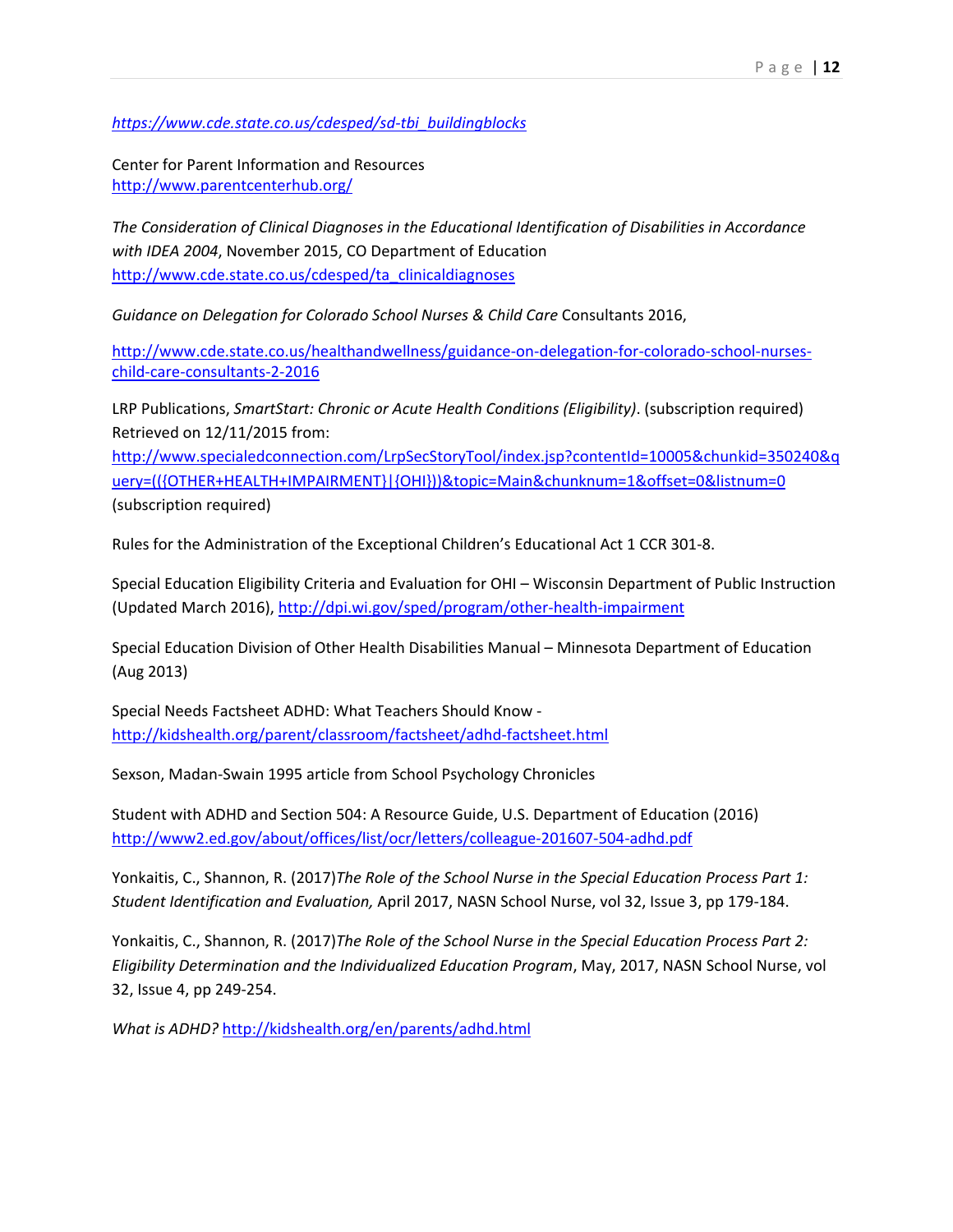*https://www.cde.state.co.us/cdesped/sd-tbi_buildingblocks*

Center for Parent Information and Resources
http://www.parentcenterhub.org/

*The Consideration of Clinical Diagnoses in the Educational Identification of Disabilities in Accordance with IDEA 2004*, November 2015, CO Department of Education
http://www.cde.state.co.us/cdesped/ta_clinicaldiagnoses

*Guidance on Delegation for Colorado School Nurses & Child Care* Consultants 2016,

http://www.cde.state.co.us/healthandwellness/guidance-on-delegation-for-colorado-school-nurses-child-care-consultants-2-2016

LRP Publications, *SmartStart: Chronic or Acute Health Conditions (Eligibility)*. (subscription required) Retrieved on 12/11/2015 from:
http://www.specialedconnection.com/LrpSecStoryTool/index.jsp?contentId=10005&chunkid=350240&query=(({OTHER+HEALTH+IMPAIRMENT}|{OHI}))&topic=Main&chunknum=1&offset=0&listnum=0 (subscription required)

Rules for the Administration of the Exceptional Children's Educational Act 1 CCR 301-8.

Special Education Eligibility Criteria and Evaluation for OHI – Wisconsin Department of Public Instruction (Updated March 2016), http://dpi.wi.gov/sped/program/other-health-impairment

Special Education Division of Other Health Disabilities Manual – Minnesota Department of Education (Aug 2013)

Special Needs Factsheet ADHD: What Teachers Should Know - http://kidshealth.org/parent/classroom/factsheet/adhd-factsheet.html

Sexson, Madan-Swain 1995 article from School Psychology Chronicles

Student with ADHD and Section 504: A Resource Guide, U.S. Department of Education (2016)
http://www2.ed.gov/about/offices/list/ocr/letters/colleague-201607-504-adhd.pdf

Yonkaitis, C., Shannon, R. (2017)*The Role of the School Nurse in the Special Education Process Part 1: Student Identification and Evaluation,* April 2017, NASN School Nurse, vol 32, Issue 3, pp 179-184.

Yonkaitis, C., Shannon, R. (2017)*The Role of the School Nurse in the Special Education Process Part 2: Eligibility Determination and the Individualized Education Program*, May, 2017, NASN School Nurse, vol 32, Issue 4, pp 249-254.

*What is ADHD?* http://kidshealth.org/en/parents/adhd.html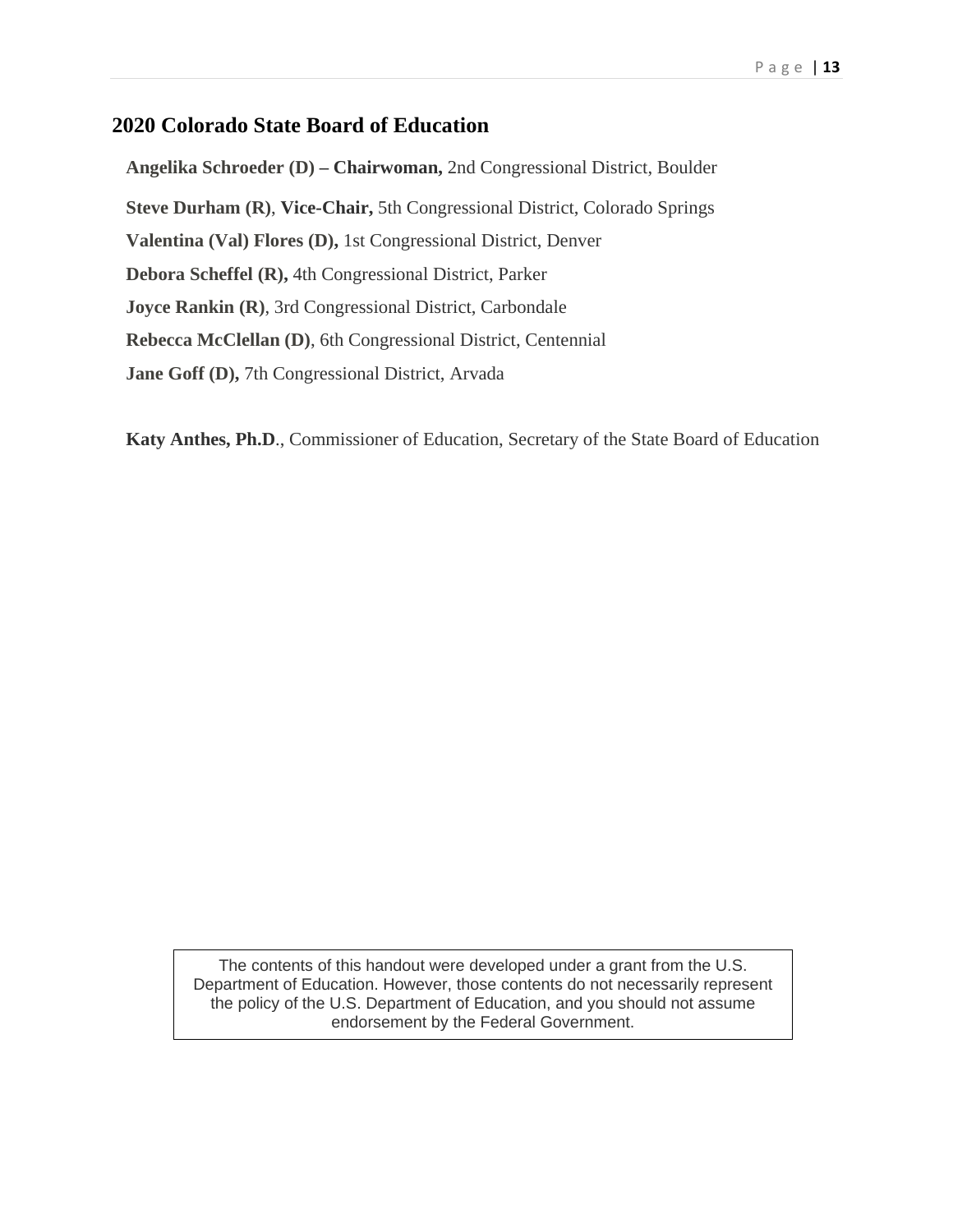## 2020 Colorado State Board of Education

**Angelika Schroeder (D) – Chairwoman,** 2nd Congressional District, Boulder

**Steve Durham (R)**, **Vice-Chair,** 5th Congressional District, Colorado Springs

**Valentina (Val) Flores (D),** 1st Congressional District, Denver

**Debora Scheffel (R),** 4th Congressional District, Parker

**Joyce Rankin (R)**, 3rd Congressional District, Carbondale

**Rebecca McClellan (D)**, 6th Congressional District, Centennial

**Jane Goff (D),** 7th Congressional District, Arvada

**Katy Anthes, Ph.D**., Commissioner of Education, Secretary of the State Board of Education

The contents of this handout were developed under a grant from the U.S. Department of Education. However, those contents do not necessarily represent the policy of the U.S. Department of Education, and you should not assume endorsement by the Federal Government.